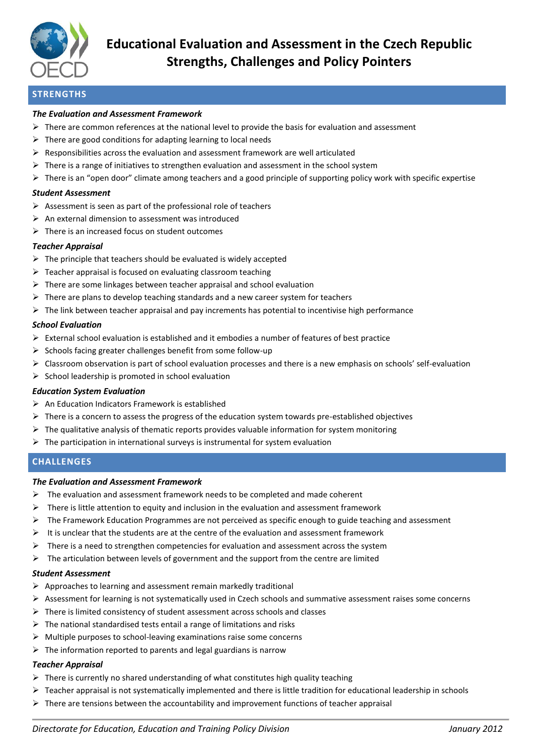# Educational Evaluation and Assessment in the Czech Republic Strengths, Challenges and Policy Pointers

## STRENGTHS

### *The Evaluation and Assessment Framework*

- There are common references at the national level to provide the basis for evaluation and assessment
- There are good conditions for adapting learning to local needs
- Responsibilities across the evaluation and assessment framework are well articulated
- There is a range of initiatives to strengthen evaluation and assessment in the school system
- There is an "open door" climate among teachers and a good principle of supporting policy work with specific expertise

### *Student Assessment*

- Assessment is seen as part of the professional role of teachers
- An external dimension to assessment was introduced
- There is an increased focus on student outcomes

### *Teacher Appraisal*

- The principle that teachers should be evaluated is widely accepted
- Teacher appraisal is focused on evaluating classroom teaching
- There are some linkages between teacher appraisal and school evaluation
- There are plans to develop teaching standards and a new career system for teachers
- The link between teacher appraisal and pay increments has potential to incentivise high performance

### *School Evaluation*

- External school evaluation is established and it embodies a number of features of best practice
- Schools facing greater challenges benefit from some follow-up
- Classroom observation is part of school evaluation processes and there is a new emphasis on schools' self-evaluation
- School leadership is promoted in school evaluation

### *Education System Evaluation*

- An Education Indicators Framework is established
- There is a concern to assess the progress of the education system towards pre-established objectives
- The qualitative analysis of thematic reports provides valuable information for system monitoring
- The participation in international surveys is instrumental for system evaluation

## CHALLENGES

### *The Evaluation and Assessment Framework*

- The evaluation and assessment framework needs to be completed and made coherent
- There is little attention to equity and inclusion in the evaluation and assessment framework
- The Framework Education Programmes are not perceived as specific enough to guide teaching and assessment
- It is unclear that the students are at the centre of the evaluation and assessment framework
- There is a need to strengthen competencies for evaluation and assessment across the system
- The articulation between levels of government and the support from the centre are limited

### *Student Assessment*

- Approaches to learning and assessment remain markedly traditional
- Assessment for learning is not systematically used in Czech schools and summative assessment raises some concerns
- There is limited consistency of student assessment across schools and classes
- The national standardised tests entail a range of limitations and risks
- Multiple purposes to school-leaving examinations raise some concerns
- The information reported to parents and legal guardians is narrow

### *Teacher Appraisal*

- There is currently no shared understanding of what constitutes high quality teaching
- Teacher appraisal is not systematically implemented and there is little tradition for educational leadership in schools
- There are tensions between the accountability and improvement functions of teacher appraisal

*Directorate for Education, Education and Training Policy Division* *January 2012*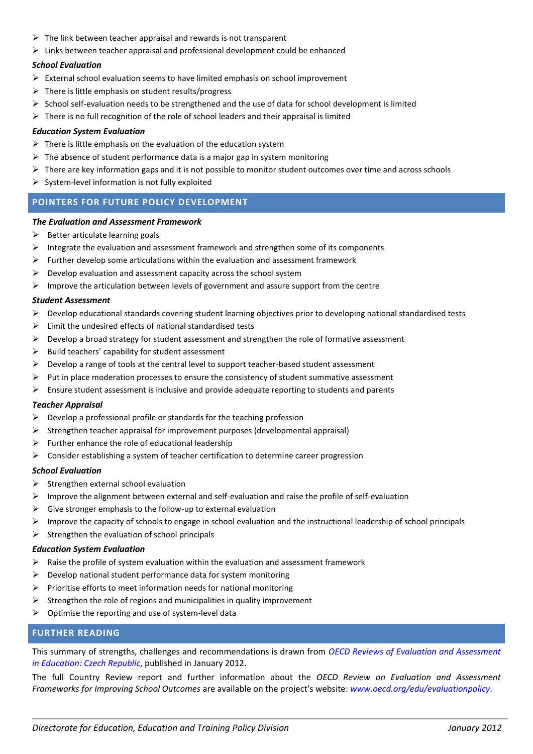- The link between teacher appraisal and rewards is not transparent
- Links between teacher appraisal and professional development could be enhanced

***School Evaluation***

- External school evaluation seems to have limited emphasis on school improvement
- There is little emphasis on student results/progress
- School self-evaluation needs to be strengthened and the use of data for school development is limited
- There is no full recognition of the role of school leaders and their appraisal is limited

***Education System Evaluation***

- There is little emphasis on the evaluation of the education system
- The absence of student performance data is a major gap in system monitoring
- There are key information gaps and it is not possible to monitor student outcomes over time and across schools
- System-level information is not fully exploited

## POINTERS FOR FUTURE POLICY DEVELOPMENT

***The Evaluation and Assessment Framework***

- Better articulate learning goals
- Integrate the evaluation and assessment framework and strengthen some of its components
- Further develop some articulations within the evaluation and assessment framework
- Develop evaluation and assessment capacity across the school system
- Improve the articulation between levels of government and assure support from the centre

***Student Assessment***

- Develop educational standards covering student learning objectives prior to developing national standardised tests
- Limit the undesired effects of national standardised tests
- Develop a broad strategy for student assessment and strengthen the role of formative assessment
- Build teachers' capability for student assessment
- Develop a range of tools at the central level to support teacher-based student assessment
- Put in place moderation processes to ensure the consistency of student summative assessment
- Ensure student assessment is inclusive and provide adequate reporting to students and parents

***Teacher Appraisal***

- Develop a professional profile or standards for the teaching profession
- Strengthen teacher appraisal for improvement purposes (developmental appraisal)
- Further enhance the role of educational leadership
- Consider establishing a system of teacher certification to determine career progression

***School Evaluation***

- Strengthen external school evaluation
- Improve the alignment between external and self-evaluation and raise the profile of self-evaluation
- Give stronger emphasis to the follow-up to external evaluation
- Improve the capacity of schools to engage in school evaluation and the instructional leadership of school principals
- Strengthen the evaluation of school principals

***Education System Evaluation***

- Raise the profile of system evaluation within the evaluation and assessment framework
- Develop national student performance data for system monitoring
- Prioritise efforts to meet information needs for national monitoring
- Strengthen the role of regions and municipalities in quality improvement
- Optimise the reporting and use of system-level data

## FURTHER READING

This summary of strengths, challenges and recommendations is drawn from *OECD Reviews of Evaluation and Assessment in Education: Czech Republic*, published in January 2012.

The full Country Review report and further information about the *OECD Review on Evaluation and Assessment Frameworks for Improving School Outcomes* are available on the project's website: *www.oecd.org/edu/evaluationpolicy*.

*Directorate for Education, Education and Training Policy Division* *January 2012*